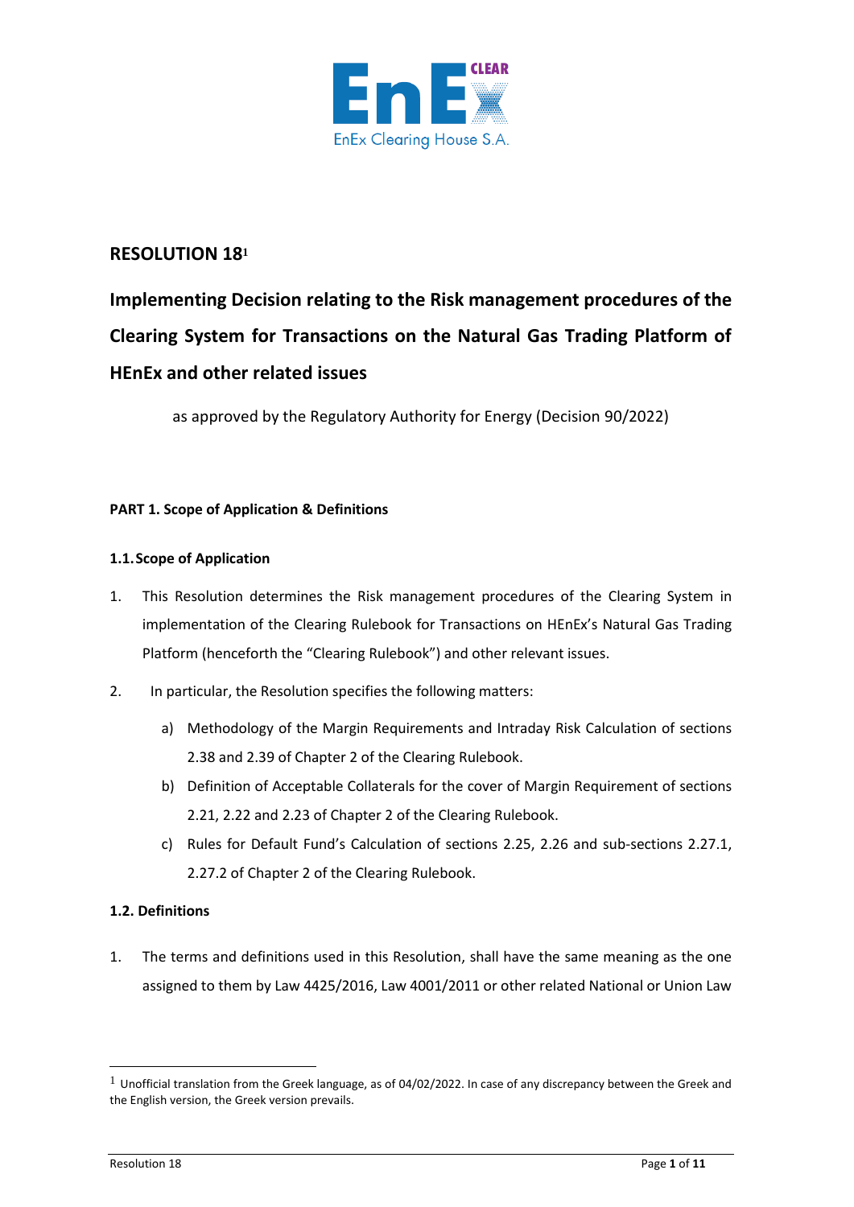## RESOLUTION 18[1]

# Implementing Decision relating to the Risk management procedures of the Clearing System for Transactions on the Natural Gas Trading Platform of HEnEx and other related issues

as approved by the Regulatory Authority for Energy (Decision 90/2022)

### PART 1. Scope of Application & Definitions

#### 1.1. Scope of Application

1. This Resolution determines the Risk management procedures of the Clearing System in implementation of the Clearing Rulebook for Transactions on HEnEx's Natural Gas Trading Platform (henceforth the "Clearing Rulebook") and other relevant issues.

2. In particular, the Resolution specifies the following matters:

   a) Methodology of the Margin Requirements and Intraday Risk Calculation of sections 2.38 and 2.39 of Chapter 2 of the Clearing Rulebook.

   b) Definition of Acceptable Collaterals for the cover of Margin Requirement of sections 2.21, 2.22 and 2.23 of Chapter 2 of the Clearing Rulebook.

   c) Rules for Default Fund's Calculation of sections 2.25, 2.26 and sub-sections 2.27.1, 2.27.2 of Chapter 2 of the Clearing Rulebook.

#### 1.2. Definitions

1. The terms and definitions used in this Resolution, shall have the same meaning as the one assigned to them by Law 4425/2016, Law 4001/2011 or other related National or Union Law

[1] Unofficial translation from the Greek language, as of 04/02/2022. In case of any discrepancy between the Greek and the English version, the Greek version prevails.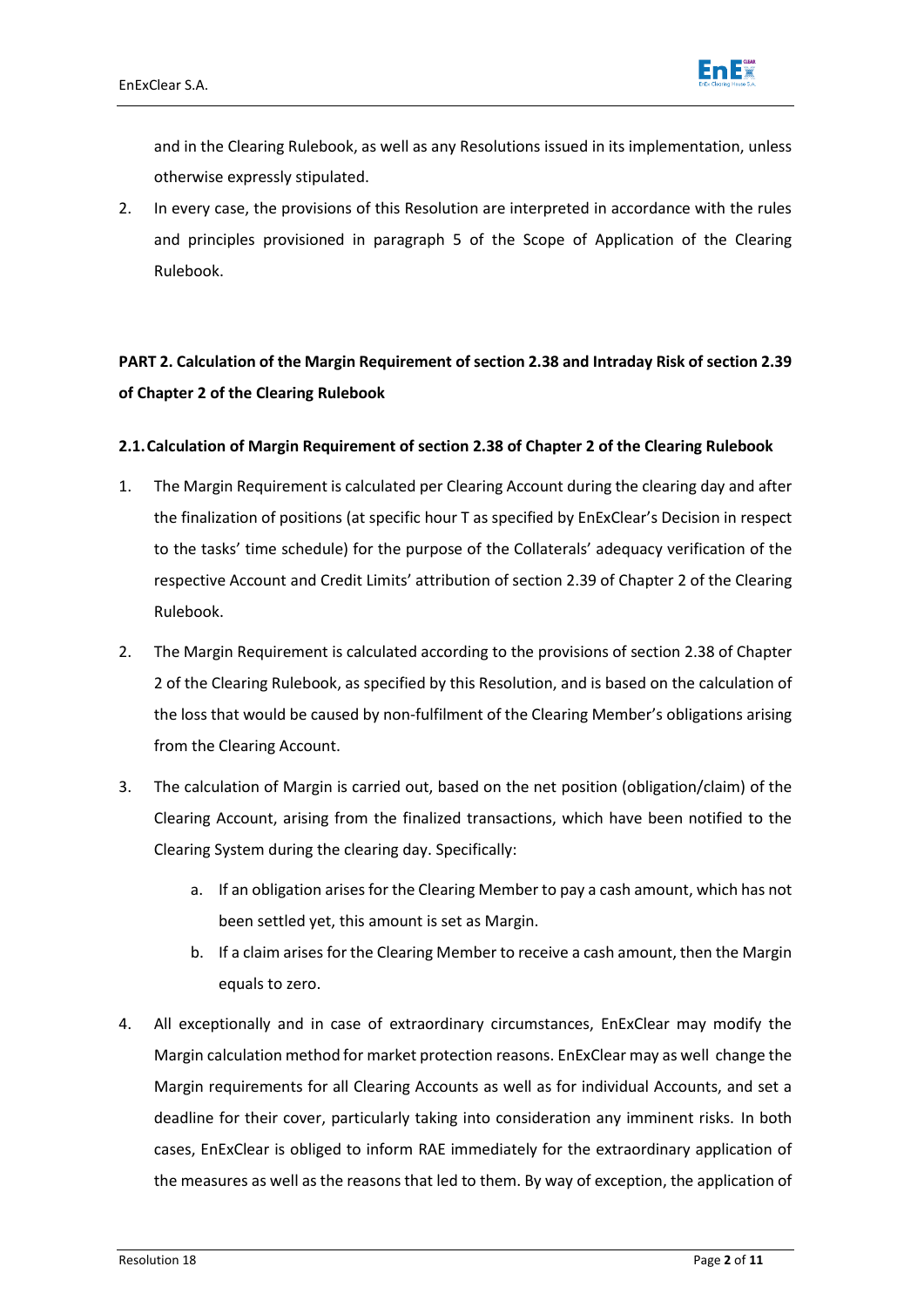and in the Clearing Rulebook, as well as any Resolutions issued in its implementation, unless otherwise expressly stipulated.

2. In every case, the provisions of this Resolution are interpreted in accordance with the rules and principles provisioned in paragraph 5 of the Scope of Application of the Clearing Rulebook.

## PART 2. Calculation of the Margin Requirement of section 2.38 and Intraday Risk of section 2.39 of Chapter 2 of the Clearing Rulebook

### 2.1. Calculation of Margin Requirement of section 2.38 of Chapter 2 of the Clearing Rulebook

1. The Margin Requirement is calculated per Clearing Account during the clearing day and after the finalization of positions (at specific hour T as specified by EnExClear's Decision in respect to the tasks' time schedule) for the purpose of the Collaterals' adequacy verification of the respective Account and Credit Limits' attribution of section 2.39 of Chapter 2 of the Clearing Rulebook.

2. The Margin Requirement is calculated according to the provisions of section 2.38 of Chapter 2 of the Clearing Rulebook, as specified by this Resolution, and is based on the calculation of the loss that would be caused by non-fulfilment of the Clearing Member's obligations arising from the Clearing Account.

3. The calculation of Margin is carried out, based on the net position (obligation/claim) of the Clearing Account, arising from the finalized transactions, which have been notified to the Clearing System during the clearing day. Specifically:

   a. If an obligation arises for the Clearing Member to pay a cash amount, which has not been settled yet, this amount is set as Margin.

   b. If a claim arises for the Clearing Member to receive a cash amount, then the Margin equals to zero.

4. All exceptionally and in case of extraordinary circumstances, EnExClear may modify the Margin calculation method for market protection reasons. EnExClear may as well change the Margin requirements for all Clearing Accounts as well as for individual Accounts, and set a deadline for their cover, particularly taking into consideration any imminent risks. In both cases, EnExClear is obliged to inform RAE immediately for the extraordinary application of the measures as well as the reasons that led to them. By way of exception, the application of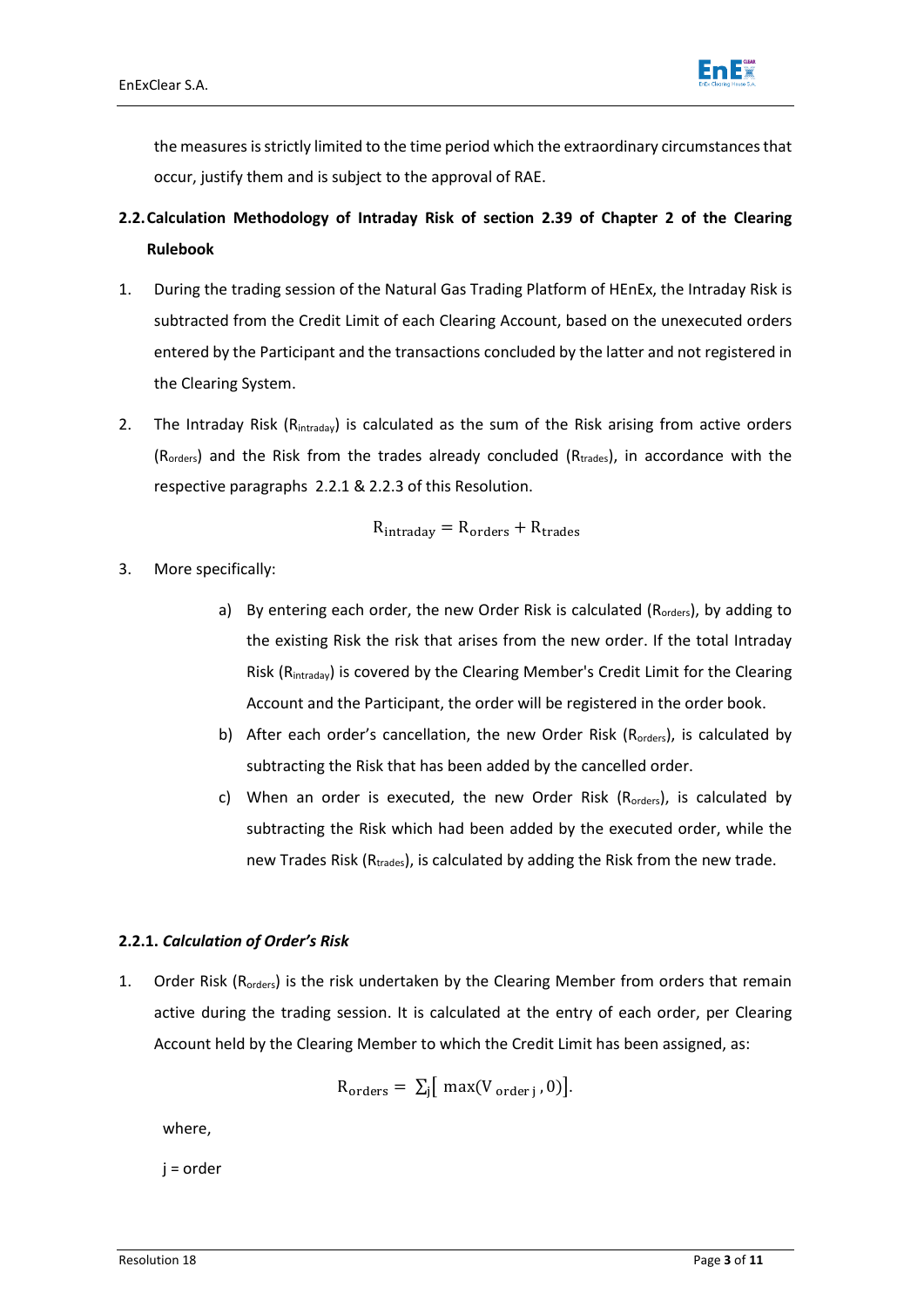the measures is strictly limited to the time period which the extraordinary circumstances that occur, justify them and is subject to the approval of RAE.

## 2.2. Calculation Methodology of Intraday Risk of section 2.39 of Chapter 2 of the Clearing Rulebook

1. During the trading session of the Natural Gas Trading Platform of HEnEx, the Intraday Risk is subtracted from the Credit Limit of each Clearing Account, based on the unexecuted orders entered by the Participant and the transactions concluded by the latter and not registered in the Clearing System.

2. The Intraday Risk ($R_{intraday}$) is calculated as the sum of the Risk arising from active orders ($R_{orders}$) and the Risk from the trades already concluded ($R_{trades}$), in accordance with the respective paragraphs 2.2.1 & 2.2.3 of this Resolution.

$$R_{intraday} = R_{orders} + R_{trades}$$

3. More specifically:

    a) By entering each order, the new Order Risk is calculated ($R_{orders}$), by adding to the existing Risk the risk that arises from the new order. If the total Intraday Risk ($R_{intraday}$) is covered by the Clearing Member's Credit Limit for the Clearing Account and the Participant, the order will be registered in the order book.

    b) After each order's cancellation, the new Order Risk ($R_{orders}$), is calculated by subtracting the Risk that has been added by the cancelled order.

    c) When an order is executed, the new Order Risk ($R_{orders}$), is calculated by subtracting the Risk which had been added by the executed order, while the new Trades Risk ($R_{trades}$), is calculated by adding the Risk from the new trade.

### 2.2.1. *Calculation of Order's Risk*

1. Order Risk ($R_{orders}$) is the risk undertaken by the Clearing Member from orders that remain active during the trading session. It is calculated at the entry of each order, per Clearing Account held by the Clearing Member to which the Credit Limit has been assigned, as:

$$R_{orders} = \sum_j \left[ \max(V_{order\,j}, 0) \right].$$

where,

j = order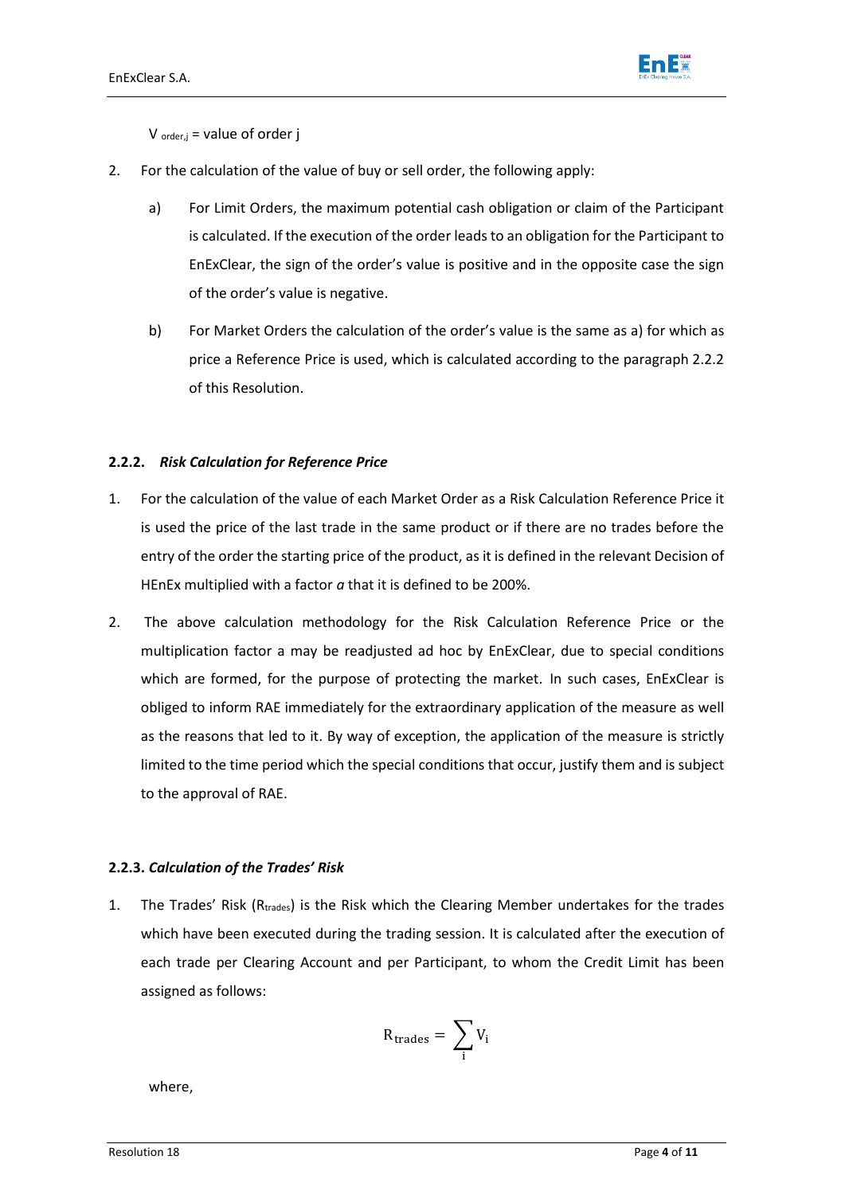$V_{order,j}$ = value of order j

2. For the calculation of the value of buy or sell order, the following apply:

   a) For Limit Orders, the maximum potential cash obligation or claim of the Participant is calculated. If the execution of the order leads to an obligation for the Participant to EnExClear, the sign of the order's value is positive and in the opposite case the sign of the order's value is negative.

   b) For Market Orders the calculation of the order's value is the same as a) for which as price a Reference Price is used, which is calculated according to the paragraph 2.2.2 of this Resolution.

#### 2.2.2. *Risk Calculation for Reference Price*

1. For the calculation of the value of each Market Order as a Risk Calculation Reference Price it is used the price of the last trade in the same product or if there are no trades before the entry of the order the starting price of the product, as it is defined in the relevant Decision of HEnEx multiplied with a factor *a* that it is defined to be 200%.

2. The above calculation methodology for the Risk Calculation Reference Price or the multiplication factor a may be readjusted ad hoc by EnExClear, due to special conditions which are formed, for the purpose of protecting the market. In such cases, EnExClear is obliged to inform RAE immediately for the extraordinary application of the measure as well as the reasons that led to it. By way of exception, the application of the measure is strictly limited to the time period which the special conditions that occur, justify them and is subject to the approval of RAE.

#### 2.2.3. *Calculation of the Trades' Risk*

1. The Trades' Risk ($R_{trades}$) is the Risk which the Clearing Member undertakes for the trades which have been executed during the trading session. It is calculated after the execution of each trade per Clearing Account and per Participant, to whom the Credit Limit has been assigned as follows:

$$R_{trades} = \sum_{i} V_i$$

where,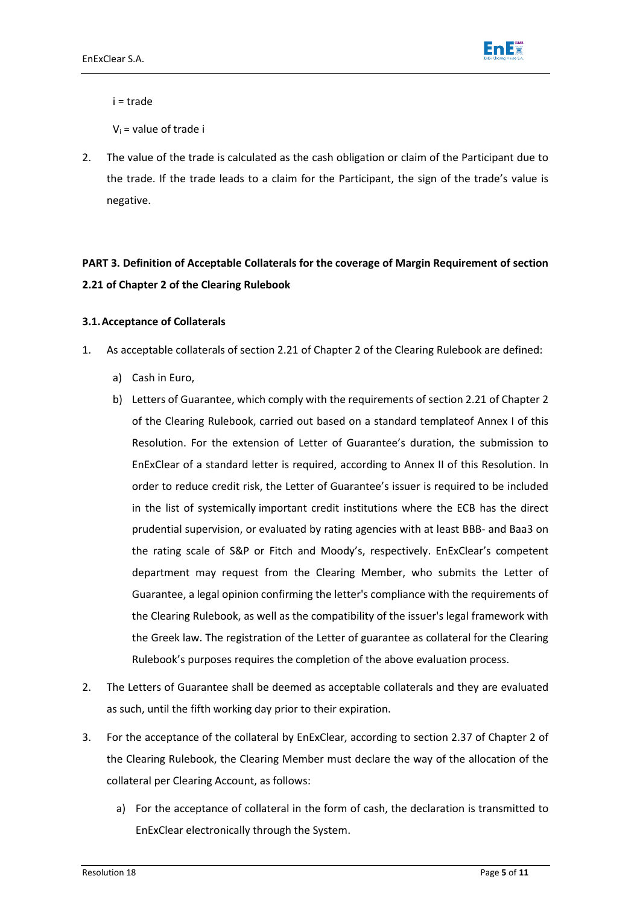i = trade

$V_i$ = value of trade i

2. The value of the trade is calculated as the cash obligation or claim of the Participant due to the trade. If the trade leads to a claim for the Participant, the sign of the trade's value is negative.

## PART 3. Definition of Acceptable Collaterals for the coverage of Margin Requirement of section 2.21 of Chapter 2 of the Clearing Rulebook

### 3.1. Acceptance of Collaterals

1. As acceptable collaterals of section 2.21 of Chapter 2 of the Clearing Rulebook are defined:
   a) Cash in Euro,
   b) Letters of Guarantee, which comply with the requirements of section 2.21 of Chapter 2 of the Clearing Rulebook, carried out based on a standard templateof Annex I of this Resolution. For the extension of Letter of Guarantee's duration, the submission to EnExClear of a standard letter is required, according to Annex II of this Resolution. In order to reduce credit risk, the Letter of Guarantee's issuer is required to be included in the list of systemically important credit institutions where the ECB has the direct prudential supervision, or evaluated by rating agencies with at least BBB- and Baa3 on the rating scale of S&P or Fitch and Moody's, respectively. EnExClear's competent department may request from the Clearing Member, who submits the Letter of Guarantee, a legal opinion confirming the letter's compliance with the requirements of the Clearing Rulebook, as well as the compatibility of the issuer's legal framework with the Greek law. The registration of the Letter of guarantee as collateral for the Clearing Rulebook's purposes requires the completion of the above evaluation process.
2. The Letters of Guarantee shall be deemed as acceptable collaterals and they are evaluated as such, until the fifth working day prior to their expiration.
3. For the acceptance of the collateral by EnExClear, according to section 2.37 of Chapter 2 of the Clearing Rulebook, the Clearing Member must declare the way of the allocation of the collateral per Clearing Account, as follows:
   a) For the acceptance of collateral in the form of cash, the declaration is transmitted to EnExClear electronically through the System.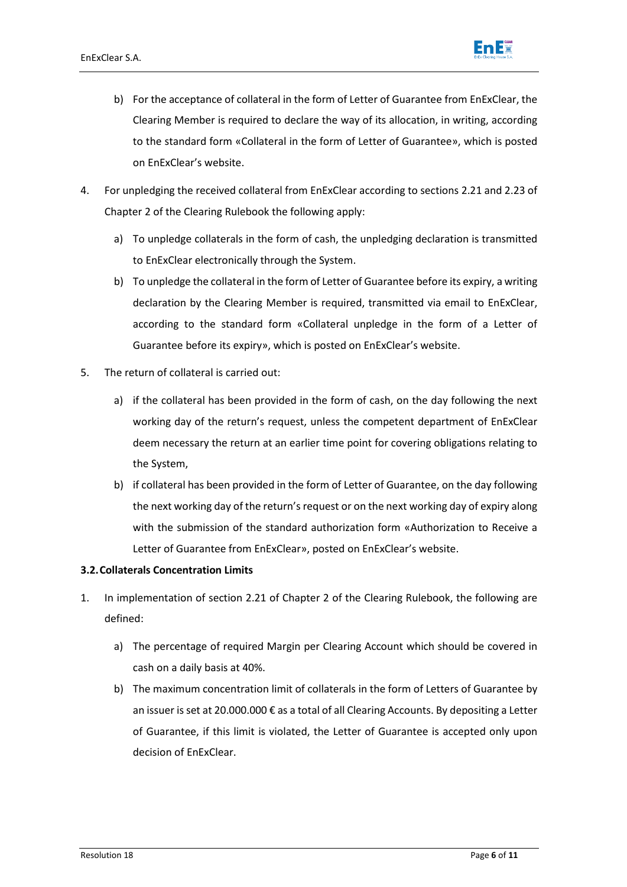b) For the acceptance of collateral in the form of Letter of Guarantee from EnExClear, the Clearing Member is required to declare the way of its allocation, in writing, according to the standard form «Collateral in the form of Letter of Guarantee», which is posted on EnExClear's website.

4. For unpledging the received collateral from EnExClear according to sections 2.21 and 2.23 of Chapter 2 of the Clearing Rulebook the following apply:

   a) To unpledge collaterals in the form of cash, the unpledging declaration is transmitted to EnExClear electronically through the System.

   b) To unpledge the collateral in the form of Letter of Guarantee before its expiry, a writing declaration by the Clearing Member is required, transmitted via email to EnExClear, according to the standard form «Collateral unpledge in the form of a Letter of Guarantee before its expiry», which is posted on EnExClear's website.

5. The return of collateral is carried out:

   a) if the collateral has been provided in the form of cash, on the day following the next working day of the return's request, unless the competent department of EnExClear deem necessary the return at an earlier time point for covering obligations relating to the System,

   b) if collateral has been provided in the form of Letter of Guarantee, on the day following the next working day of the return's request or on the next working day of expiry along with the submission of the standard authorization form «Authorization to Receive a Letter of Guarantee from EnExClear», posted on EnExClear's website.

### 3.2. Collaterals Concentration Limits

1. In implementation of section 2.21 of Chapter 2 of the Clearing Rulebook, the following are defined:

   a) The percentage of required Margin per Clearing Account which should be covered in cash on a daily basis at 40%.

   b) The maximum concentration limit of collaterals in the form of Letters of Guarantee by an issuer is set at 20.000.000 € as a total of all Clearing Accounts. By depositing a Letter of Guarantee, if this limit is violated, the Letter of Guarantee is accepted only upon decision of EnExClear.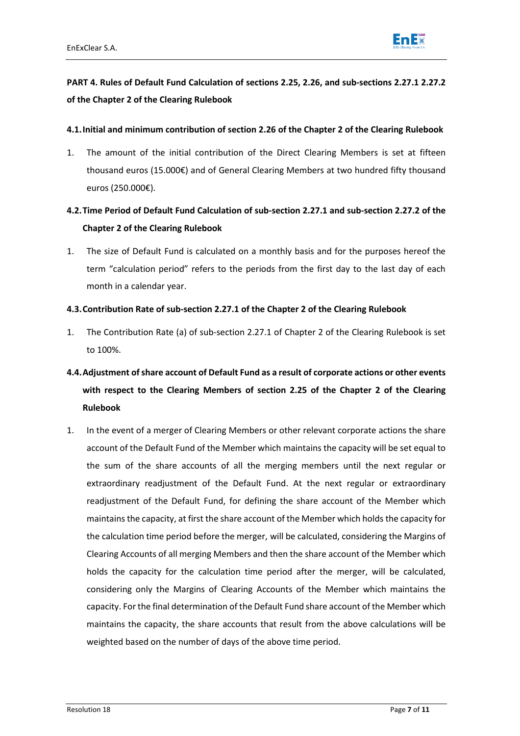## PART 4. Rules of Default Fund Calculation of sections 2.25, 2.26, and sub-sections 2.27.1 2.27.2 of the Chapter 2 of the Clearing Rulebook

### 4.1. Initial and minimum contribution of section 2.26 of the Chapter 2 of the Clearing Rulebook

1. The amount of the initial contribution of the Direct Clearing Members is set at fifteen thousand euros (15.000€) and of General Clearing Members at two hundred fifty thousand euros (250.000€).

### 4.2. Time Period of Default Fund Calculation of sub-section 2.27.1 and sub-section 2.27.2 of the Chapter 2 of the Clearing Rulebook

1. The size of Default Fund is calculated on a monthly basis and for the purposes hereof the term "calculation period" refers to the periods from the first day to the last day of each month in a calendar year.

### 4.3. Contribution Rate of sub-section 2.27.1 of the Chapter 2 of the Clearing Rulebook

1. The Contribution Rate (a) of sub-section 2.27.1 of Chapter 2 of the Clearing Rulebook is set to 100%.

### 4.4. Adjustment of share account of Default Fund as a result of corporate actions or other events with respect to the Clearing Members of section 2.25 of the Chapter 2 of the Clearing Rulebook

1. In the event of a merger of Clearing Members or other relevant corporate actions the share account of the Default Fund of the Member which maintains the capacity will be set equal to the sum of the share accounts of all the merging members until the next regular or extraordinary readjustment of the Default Fund. At the next regular or extraordinary readjustment of the Default Fund, for defining the share account of the Member which maintains the capacity, at first the share account of the Member which holds the capacity for the calculation time period before the merger, will be calculated, considering the Margins of Clearing Accounts of all merging Members and then the share account of the Member which holds the capacity for the calculation time period after the merger, will be calculated, considering only the Margins of Clearing Accounts of the Member which maintains the capacity. For the final determination of the Default Fund share account of the Member which maintains the capacity, the share accounts that result from the above calculations will be weighted based on the number of days of the above time period.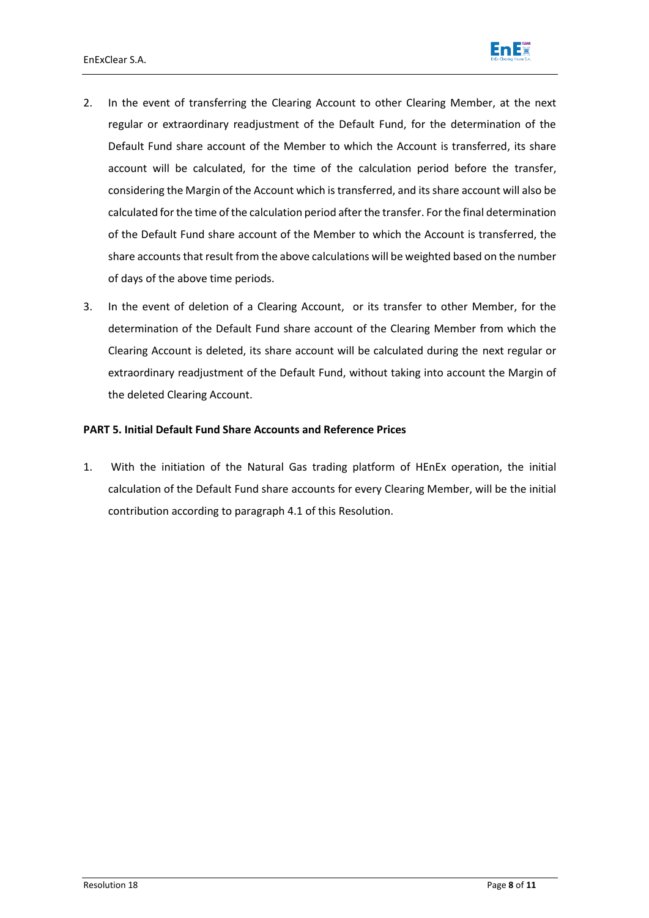2. In the event of transferring the Clearing Account to other Clearing Member, at the next regular or extraordinary readjustment of the Default Fund, for the determination of the Default Fund share account of the Member to which the Account is transferred, its share account will be calculated, for the time of the calculation period before the transfer, considering the Margin of the Account which is transferred, and its share account will also be calculated for the time of the calculation period after the transfer. For the final determination of the Default Fund share account of the Member to which the Account is transferred, the share accounts that result from the above calculations will be weighted based on the number of days of the above time periods.

3. In the event of deletion of a Clearing Account, or its transfer to other Member, for the determination of the Default Fund share account of the Clearing Member from which the Clearing Account is deleted, its share account will be calculated during the next regular or extraordinary readjustment of the Default Fund, without taking into account the Margin of the deleted Clearing Account.

**PART 5. Initial Default Fund Share Accounts and Reference Prices**

1. With the initiation of the Natural Gas trading platform of HEnEx operation, the initial calculation of the Default Fund share accounts for every Clearing Member, will be the initial contribution according to paragraph 4.1 of this Resolution.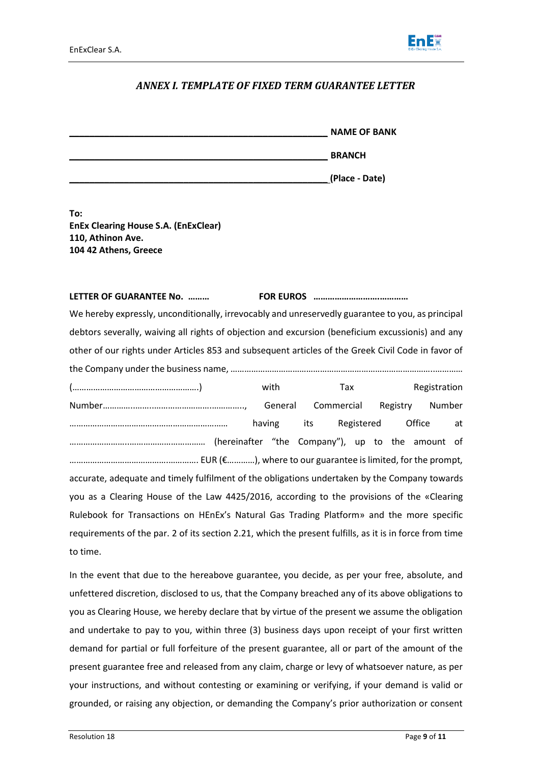## *ANNEX I. TEMPLATE OF FIXED TERM GUARANTEE LETTER*

\_\_\_\_\_\_\_\_\_\_\_\_\_\_\_\_\_\_\_\_\_\_\_\_\_\_\_\_\_\_\_\_\_\_\_\_\_\_\_\_\_\_\_\_\_\_\_\_\_\_\_\_\_\_ **NAME OF BANK**

\_\_\_\_\_\_\_\_\_\_\_\_\_\_\_\_\_\_\_\_\_\_\_\_\_\_\_\_\_\_\_\_\_\_\_\_\_\_\_\_\_\_\_\_\_\_\_\_\_\_\_\_\_\_ **BRANCH**

\_\_\_\_\_\_\_\_\_\_\_\_\_\_\_\_\_\_\_\_\_\_\_\_\_\_\_\_\_\_\_\_\_\_\_\_\_\_\_\_\_\_\_\_\_\_\_\_\_\_\_\_\_\_**(Place - Date)**

**To:**
**EnEx Clearing House S.A. (EnExClear)**
**110, Athinon Ave.**
**104 42 Athens, Greece**

**LETTER OF GUARANTEE No. ………  FOR EUROS ………………………………**

We hereby expressly, unconditionally, irrevocably and unreservedly guarantee to you, as principal debtors severally, waiving all rights of objection and excursion (beneficium excussionis) and any other of our rights under Articles 853 and subsequent articles of the Greek Civil Code in favor of the Company under the business name, ………………………………………………………………………………………… (……………………………………………….) with Tax Registration Number…………………………………………………., General Commercial Registry Number …………………………………………………………… having its Registered Office at …………………………………………… (hereinafter "the Company"), up to the amount of …………………………………………. EUR (€…………), where to our guarantee is limited, for the prompt, accurate, adequate and timely fulfilment of the obligations undertaken by the Company towards you as a Clearing House of the Law 4425/2016, according to the provisions of the «Clearing Rulebook for Transactions on HEnEx's Natural Gas Trading Platform» and the more specific requirements of the par. 2 of its section 2.21, which the present fulfils, as it is in force from time to time.

In the event that due to the hereabove guarantee, you decide, as per your free, absolute, and unfettered discretion, disclosed to us, that the Company breached any of its above obligations to you as Clearing House, we hereby declare that by virtue of the present we assume the obligation and undertake to pay to you, within three (3) business days upon receipt of your first written demand for partial or full forfeiture of the present guarantee, all or part of the amount of the present guarantee free and released from any claim, charge or levy of whatsoever nature, as per your instructions, and without contesting or examining or verifying, if your demand is valid or grounded, or raising any objection, or demanding the Company's prior authorization or consent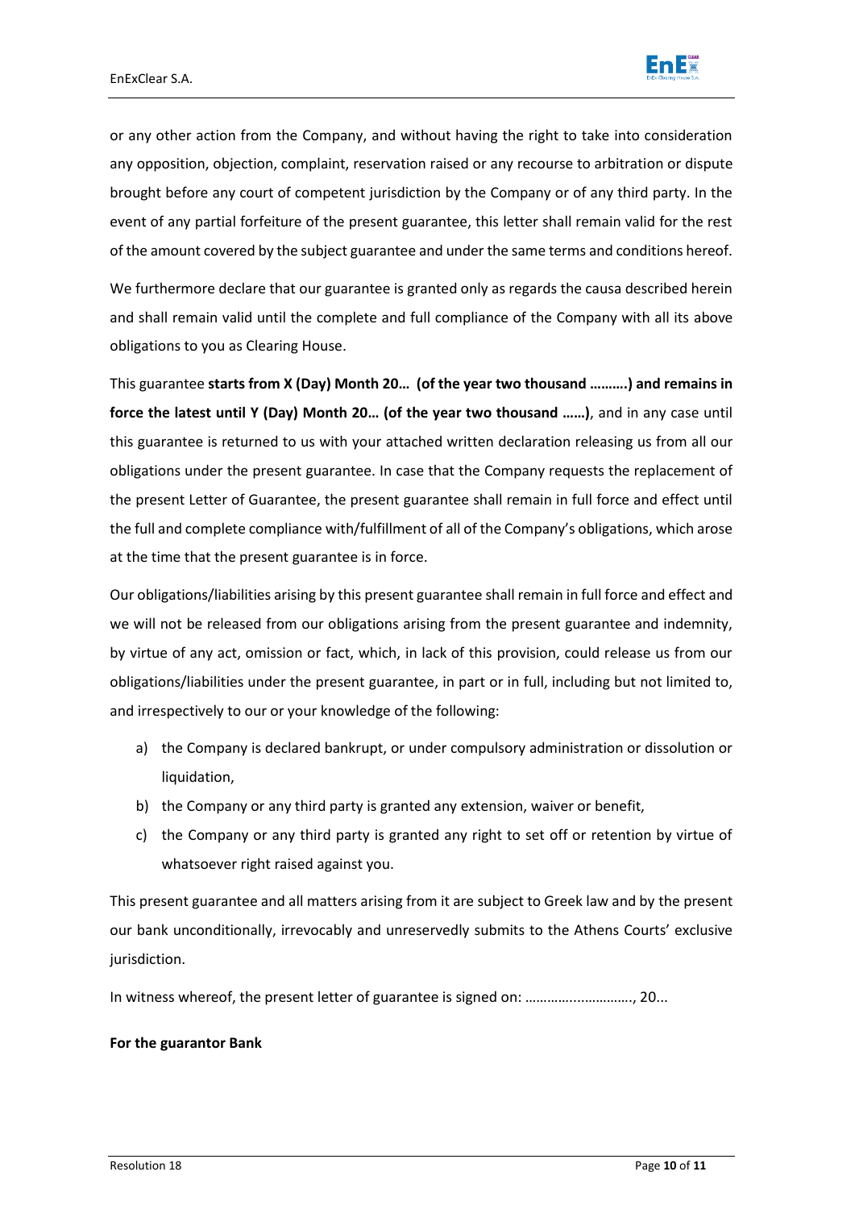or any other action from the Company, and without having the right to take into consideration any opposition, objection, complaint, reservation raised or any recourse to arbitration or dispute brought before any court of competent jurisdiction by the Company or of any third party. In the event of any partial forfeiture of the present guarantee, this letter shall remain valid for the rest of the amount covered by the subject guarantee and under the same terms and conditions hereof.

We furthermore declare that our guarantee is granted only as regards the causa described herein and shall remain valid until the complete and full compliance of the Company with all its above obligations to you as Clearing House.

This guarantee **starts from X (Day) Month 20… (of the year two thousand ……….) and remains in force the latest until Y (Day) Month 20… (of the year two thousand ……)**, and in any case until this guarantee is returned to us with your attached written declaration releasing us from all our obligations under the present guarantee. In case that the Company requests the replacement of the present Letter of Guarantee, the present guarantee shall remain in full force and effect until the full and complete compliance with/fulfillment of all of the Company's obligations, which arose at the time that the present guarantee is in force.

Our obligations/liabilities arising by this present guarantee shall remain in full force and effect and we will not be released from our obligations arising from the present guarantee and indemnity, by virtue of any act, omission or fact, which, in lack of this provision, could release us from our obligations/liabilities under the present guarantee, in part or in full, including but not limited to, and irrespectively to our or your knowledge of the following:

a) the Company is declared bankrupt, or under compulsory administration or dissolution or liquidation,
b) the Company or any third party is granted any extension, waiver or benefit,
c) the Company or any third party is granted any right to set off or retention by virtue of whatsoever right raised against you.

This present guarantee and all matters arising from it are subject to Greek law and by the present our bank unconditionally, irrevocably and unreservedly submits to the Athens Courts' exclusive jurisdiction.

In witness whereof, the present letter of guarantee is signed on: ………….……………., 20...

**For the guarantor Bank**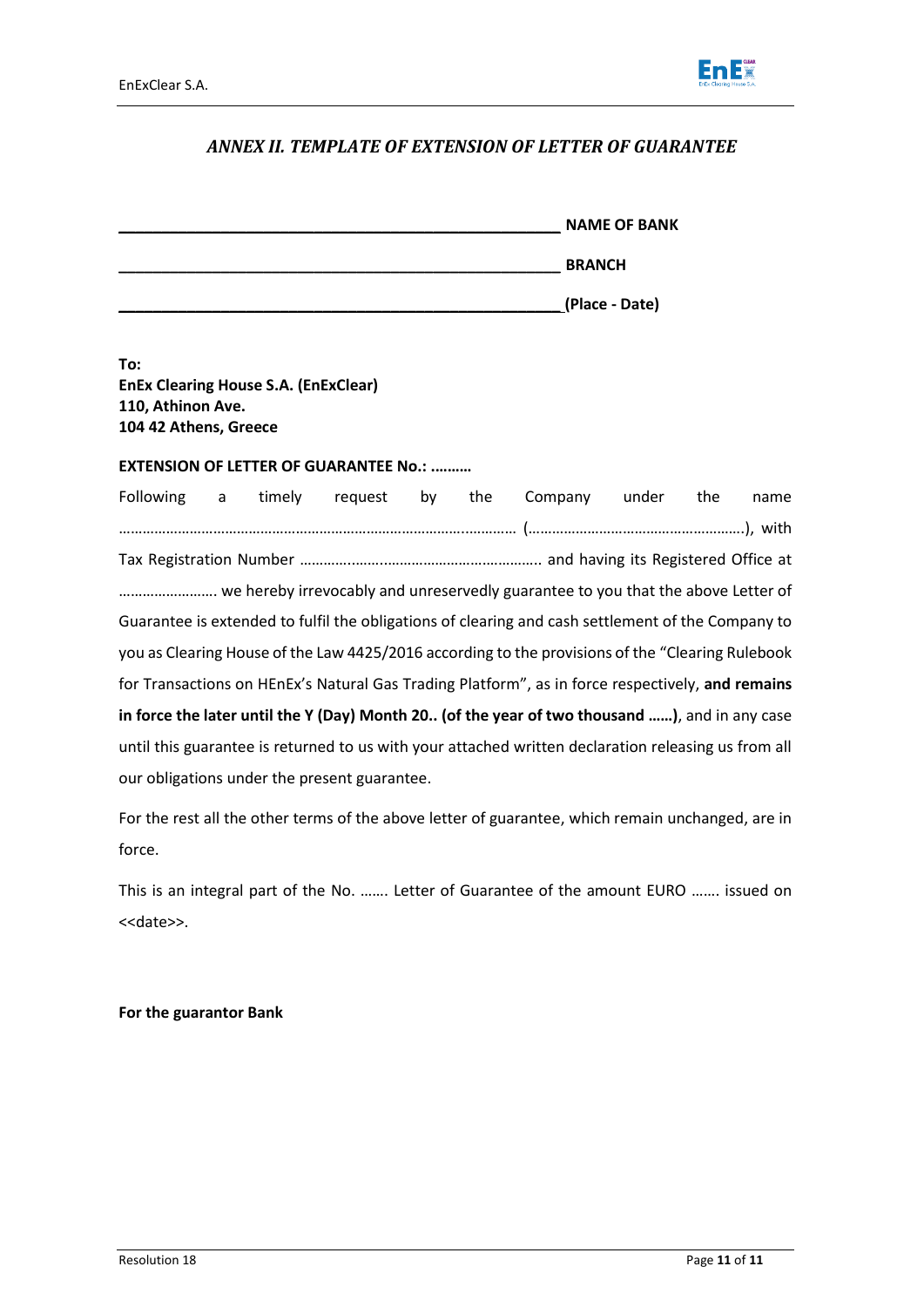## *ANNEX II. TEMPLATE OF EXTENSION OF LETTER OF GUARANTEE*

_______________________________________________ **NAME OF BANK**

_______________________________________________ **BRANCH**

_______________________________________________ **(Place - Date)**

**To:**
**EnEx Clearing House S.A. (EnExClear)**
**110, Athinon Ave.**
**104 42 Athens, Greece**

**EXTENSION OF LETTER OF GUARANTEE No.: ……….**

Following a timely request by the Company under the name ………………………………………………………………………….………… (……………………………………………..), with Tax Registration Number ………..……..………………………………….. and having its Registered Office at ……………………. we hereby irrevocably and unreservedly guarantee to you that the above Letter of Guarantee is extended to fulfil the obligations of clearing and cash settlement of the Company to you as Clearing House of the Law 4425/2016 according to the provisions of the "Clearing Rulebook for Transactions on HEnEx's Natural Gas Trading Platform", as in force respectively, **and remains in force the later until the Y (Day) Month 20.. (of the year of two thousand ……)**, and in any case until this guarantee is returned to us with your attached written declaration releasing us from all our obligations under the present guarantee.

For the rest all the other terms of the above letter of guarantee, which remain unchanged, are in force.

This is an integral part of the No. ……. Letter of Guarantee of the amount EURO ……. issued on <<date>>.

**For the guarantor Bank**